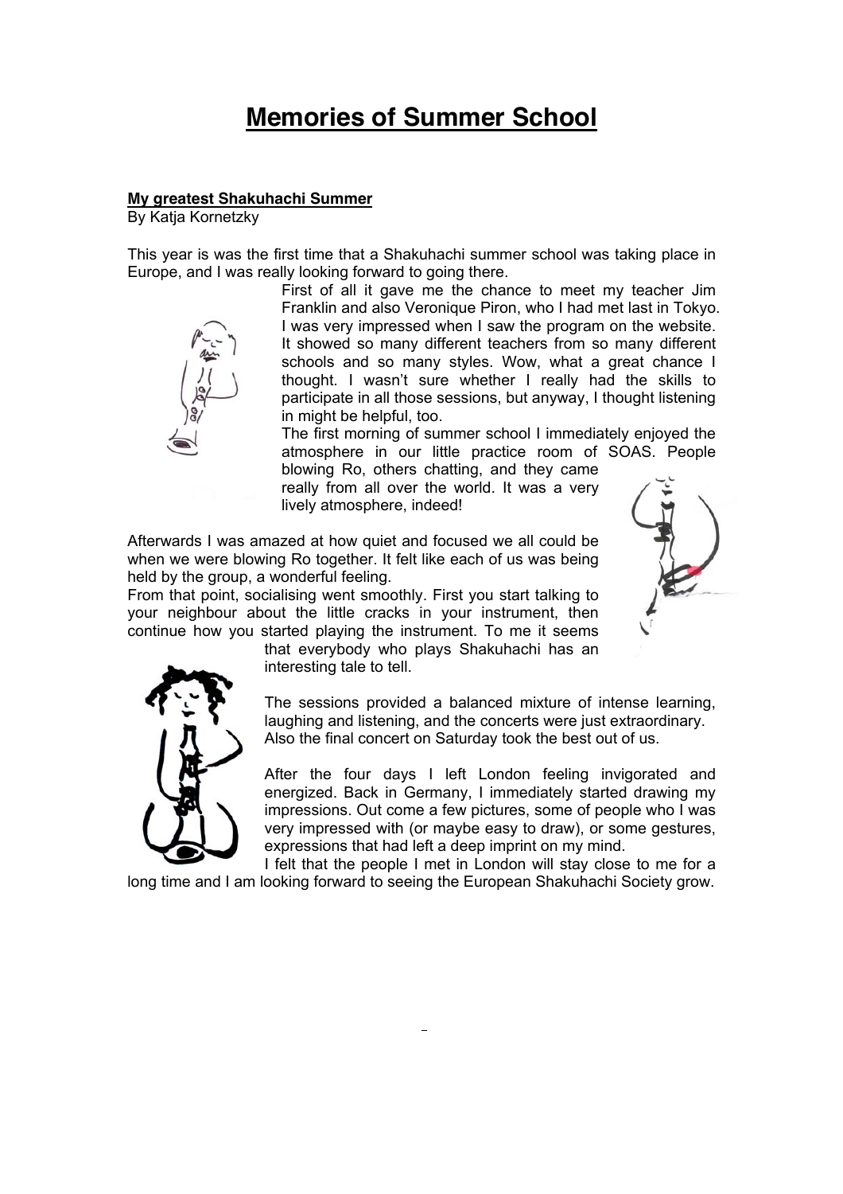# Memories of Summer School

## My greatest Shakuhachi Summer

By Katja Kornetzky

This year is was the first time that a Shakuhachi summer school was taking place in Europe, and I was really looking forward to going there.

First of all it gave me the chance to meet my teacher Jim Franklin and also Veronique Piron, who I had met last in Tokyo. I was very impressed when I saw the program on the website. It showed so many different teachers from so many different schools and so many styles. Wow, what a great chance I thought. I wasn't sure whether I really had the skills to participate in all those sessions, but anyway, I thought listening in might be helpful, too.

The first morning of summer school I immediately enjoyed the atmosphere in our little practice room of SOAS. People blowing Ro, others chatting, and they came really from all over the world. It was a very lively atmosphere, indeed!

Afterwards I was amazed at how quiet and focused we all could be when we were blowing Ro together. It felt like each of us was being held by the group, a wonderful feeling.

From that point, socialising went smoothly. First you start talking to your neighbour about the little cracks in your instrument, then continue how you started playing the instrument. To me it seems that everybody who plays Shakuhachi has an interesting tale to tell.

The sessions provided a balanced mixture of intense learning, laughing and listening, and the concerts were just extraordinary. Also the final concert on Saturday took the best out of us.

After the four days I left London feeling invigorated and energized. Back in Germany, I immediately started drawing my impressions. Out come a few pictures, some of people who I was very impressed with (or maybe easy to draw), or some gestures, expressions that had left a deep imprint on my mind.

I felt that the people I met in London will stay close to me for a long time and I am looking forward to seeing the European Shakuhachi Society grow.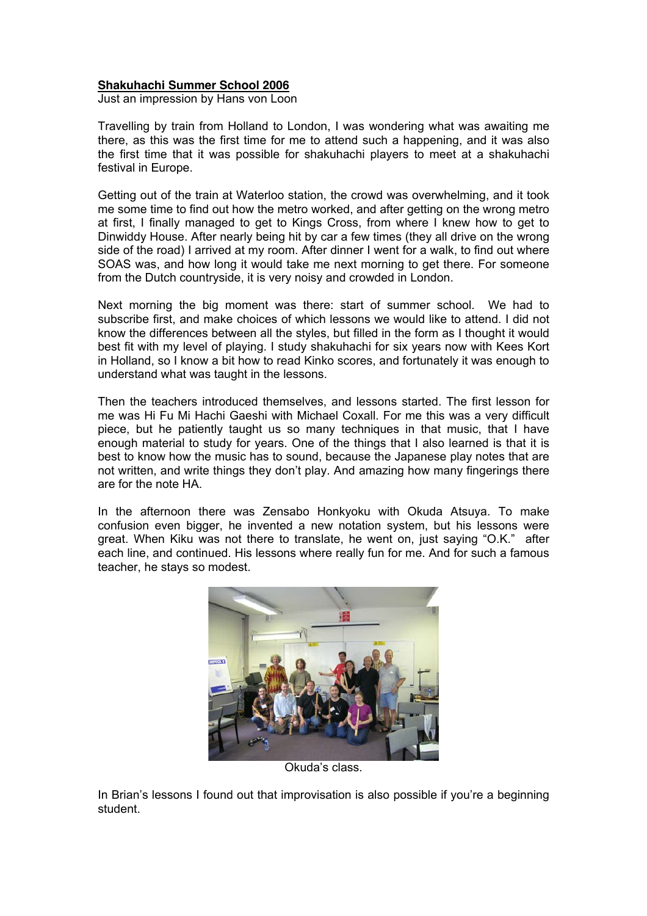**Shakuhachi Summer School 2006**

Just an impression by Hans von Loon

Travelling by train from Holland to London, I was wondering what was awaiting me there, as this was the first time for me to attend such a happening, and it was also the first time that it was possible for shakuhachi players to meet at a shakuhachi festival in Europe.

Getting out of the train at Waterloo station, the crowd was overwhelming, and it took me some time to find out how the metro worked, and after getting on the wrong metro at first, I finally managed to get to Kings Cross, from where I knew how to get to Dinwiddy House. After nearly being hit by car a few times (they all drive on the wrong side of the road) I arrived at my room. After dinner I went for a walk, to find out where SOAS was, and how long it would take me next morning to get there. For someone from the Dutch countryside, it is very noisy and crowded in London.

Next morning the big moment was there: start of summer school. We had to subscribe first, and make choices of which lessons we would like to attend. I did not know the differences between all the styles, but filled in the form as I thought it would best fit with my level of playing. I study shakuhachi for six years now with Kees Kort in Holland, so I know a bit how to read Kinko scores, and fortunately it was enough to understand what was taught in the lessons.

Then the teachers introduced themselves, and lessons started. The first lesson for me was Hi Fu Mi Hachi Gaeshi with Michael Coxall. For me this was a very difficult piece, but he patiently taught us so many techniques in that music, that I have enough material to study for years. One of the things that I also learned is that it is best to know how the music has to sound, because the Japanese play notes that are not written, and write things they don't play. And amazing how many fingerings there are for the note HA.

In the afternoon there was Zensabo Honkyoku with Okuda Atsuya. To make confusion even bigger, he invented a new notation system, but his lessons were great. When Kiku was not there to translate, he went on, just saying "O.K." after each line, and continued. His lessons where really fun for me. And for such a famous teacher, he stays so modest.

Okuda's class.

In Brian's lessons I found out that improvisation is also possible if you're a beginning student.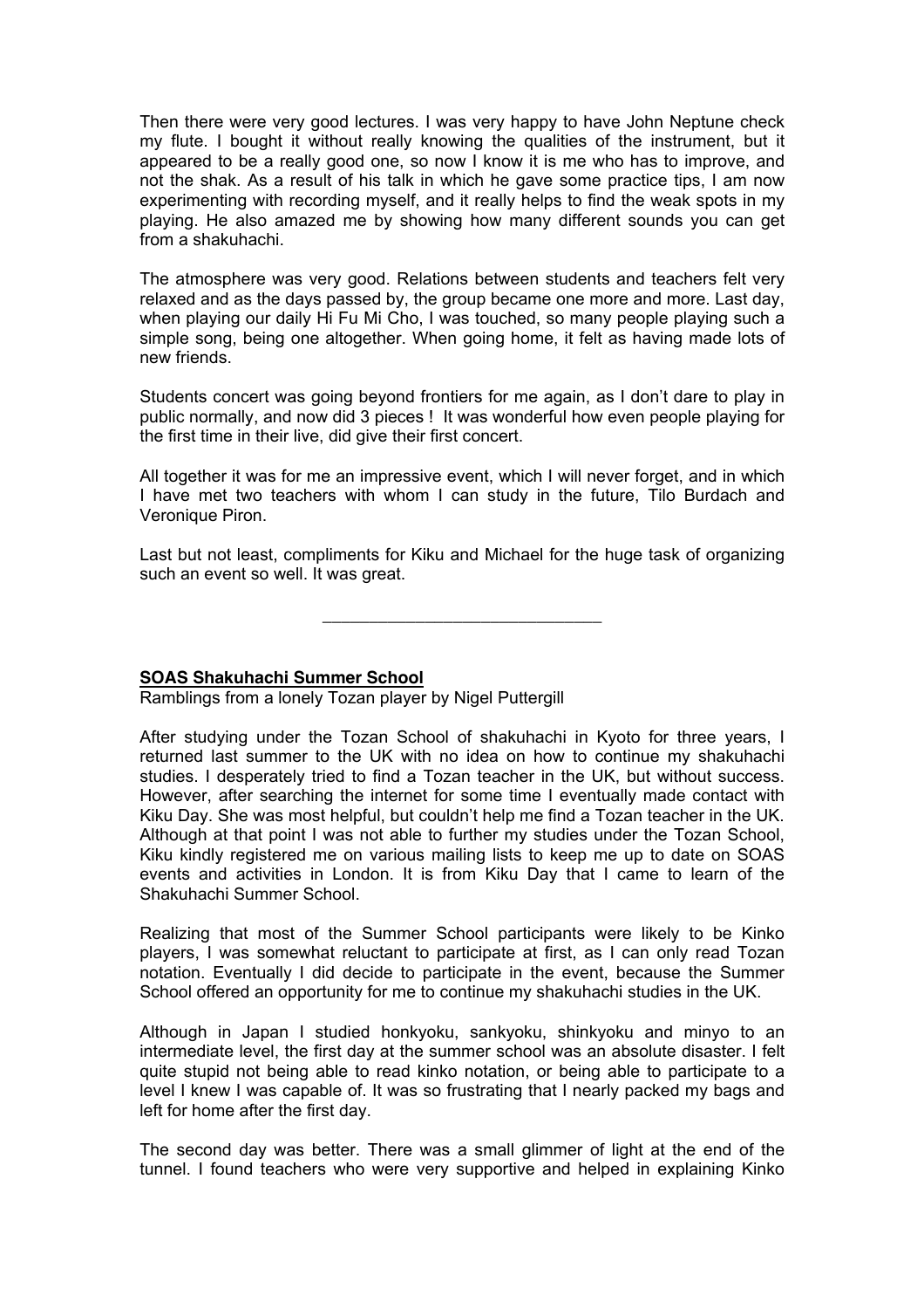Then there were very good lectures. I was very happy to have John Neptune check my flute. I bought it without really knowing the qualities of the instrument, but it appeared to be a really good one, so now I know it is me who has to improve, and not the shak. As a result of his talk in which he gave some practice tips, I am now experimenting with recording myself, and it really helps to find the weak spots in my playing. He also amazed me by showing how many different sounds you can get from a shakuhachi.

The atmosphere was very good. Relations between students and teachers felt very relaxed and as the days passed by, the group became one more and more. Last day, when playing our daily Hi Fu Mi Cho, I was touched, so many people playing such a simple song, being one altogether. When going home, it felt as having made lots of new friends.

Students concert was going beyond frontiers for me again, as I don't dare to play in public normally, and now did 3 pieces ! It was wonderful how even people playing for the first time in their live, did give their first concert.

All together it was for me an impressive event, which I will never forget, and in which I have met two teachers with whom I can study in the future, Tilo Burdach and Veronique Piron.

Last but not least, compliments for Kiku and Michael for the huge task of organizing such an event so well. It was great.

---

**SOAS Shakuhachi Summer School**

Ramblings from a lonely Tozan player by Nigel Puttergill

After studying under the Tozan School of shakuhachi in Kyoto for three years, I returned last summer to the UK with no idea on how to continue my shakuhachi studies. I desperately tried to find a Tozan teacher in the UK, but without success. However, after searching the internet for some time I eventually made contact with Kiku Day. She was most helpful, but couldn't help me find a Tozan teacher in the UK. Although at that point I was not able to further my studies under the Tozan School, Kiku kindly registered me on various mailing lists to keep me up to date on SOAS events and activities in London. It is from Kiku Day that I came to learn of the Shakuhachi Summer School.

Realizing that most of the Summer School participants were likely to be Kinko players, I was somewhat reluctant to participate at first, as I can only read Tozan notation. Eventually I did decide to participate in the event, because the Summer School offered an opportunity for me to continue my shakuhachi studies in the UK.

Although in Japan I studied honkyoku, sankyoku, shinkyoku and minyo to an intermediate level, the first day at the summer school was an absolute disaster. I felt quite stupid not being able to read kinko notation, or being able to participate to a level I knew I was capable of. It was so frustrating that I nearly packed my bags and left for home after the first day.

The second day was better. There was a small glimmer of light at the end of the tunnel. I found teachers who were very supportive and helped in explaining Kinko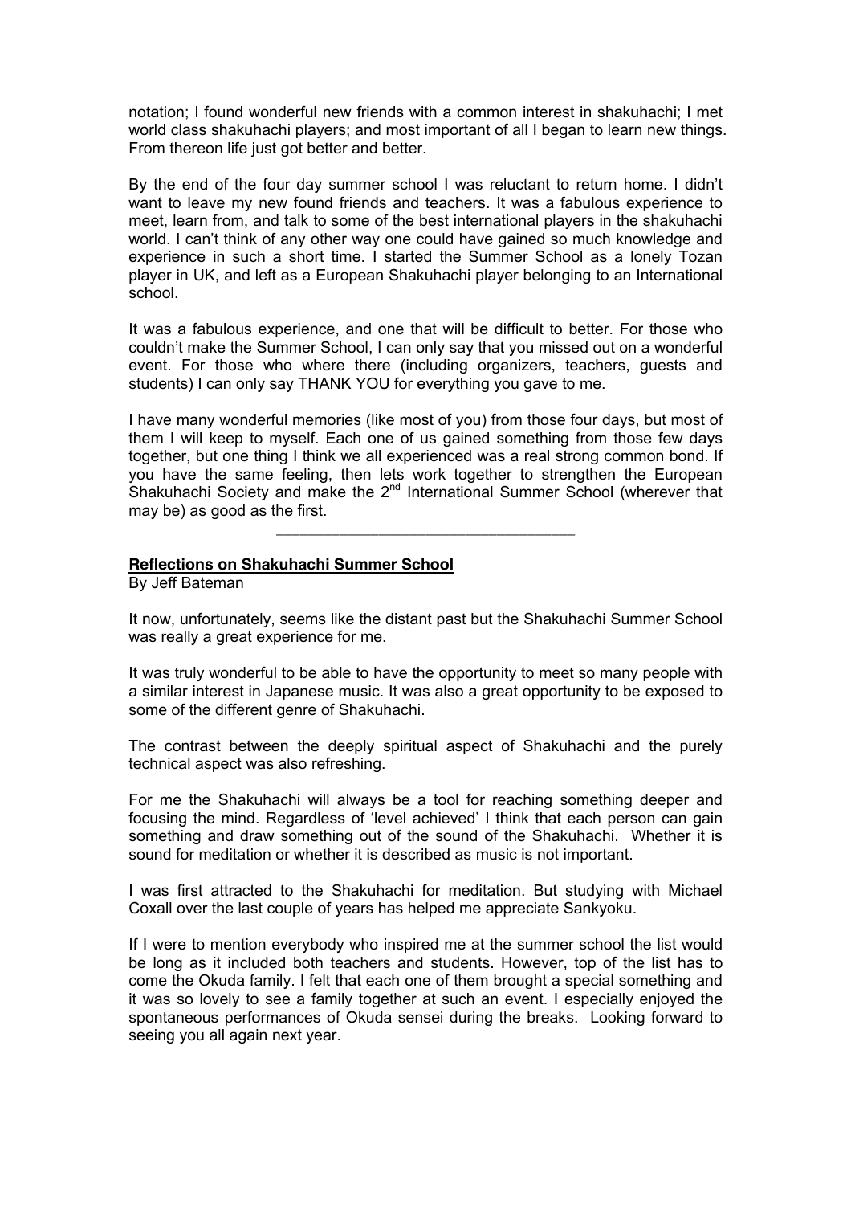notation; I found wonderful new friends with a common interest in shakuhachi; I met world class shakuhachi players; and most important of all I began to learn new things. From thereon life just got better and better.

By the end of the four day summer school I was reluctant to return home. I didn't want to leave my new found friends and teachers. It was a fabulous experience to meet, learn from, and talk to some of the best international players in the shakuhachi world. I can't think of any other way one could have gained so much knowledge and experience in such a short time. I started the Summer School as a lonely Tozan player in UK, and left as a European Shakuhachi player belonging to an International school.

It was a fabulous experience, and one that will be difficult to better. For those who couldn't make the Summer School, I can only say that you missed out on a wonderful event. For those who where there (including organizers, teachers, guests and students) I can only say THANK YOU for everything you gave to me.

I have many wonderful memories (like most of you) from those four days, but most of them I will keep to myself. Each one of us gained something from those few days together, but one thing I think we all experienced was a real strong common bond. If you have the same feeling, then lets work together to strengthen the European Shakuhachi Society and make the 2nd International Summer School (wherever that may be) as good as the first.

---

**Reflections on Shakuhachi Summer School**

By Jeff Bateman

It now, unfortunately, seems like the distant past but the Shakuhachi Summer School was really a great experience for me.

It was truly wonderful to be able to have the opportunity to meet so many people with a similar interest in Japanese music. It was also a great opportunity to be exposed to some of the different genre of Shakuhachi.

The contrast between the deeply spiritual aspect of Shakuhachi and the purely technical aspect was also refreshing.

For me the Shakuhachi will always be a tool for reaching something deeper and focusing the mind. Regardless of 'level achieved' I think that each person can gain something and draw something out of the sound of the Shakuhachi. Whether it is sound for meditation or whether it is described as music is not important.

I was first attracted to the Shakuhachi for meditation. But studying with Michael Coxall over the last couple of years has helped me appreciate Sankyoku.

If I were to mention everybody who inspired me at the summer school the list would be long as it included both teachers and students. However, top of the list has to come the Okuda family. I felt that each one of them brought a special something and it was so lovely to see a family together at such an event. I especially enjoyed the spontaneous performances of Okuda sensei during the breaks. Looking forward to seeing you all again next year.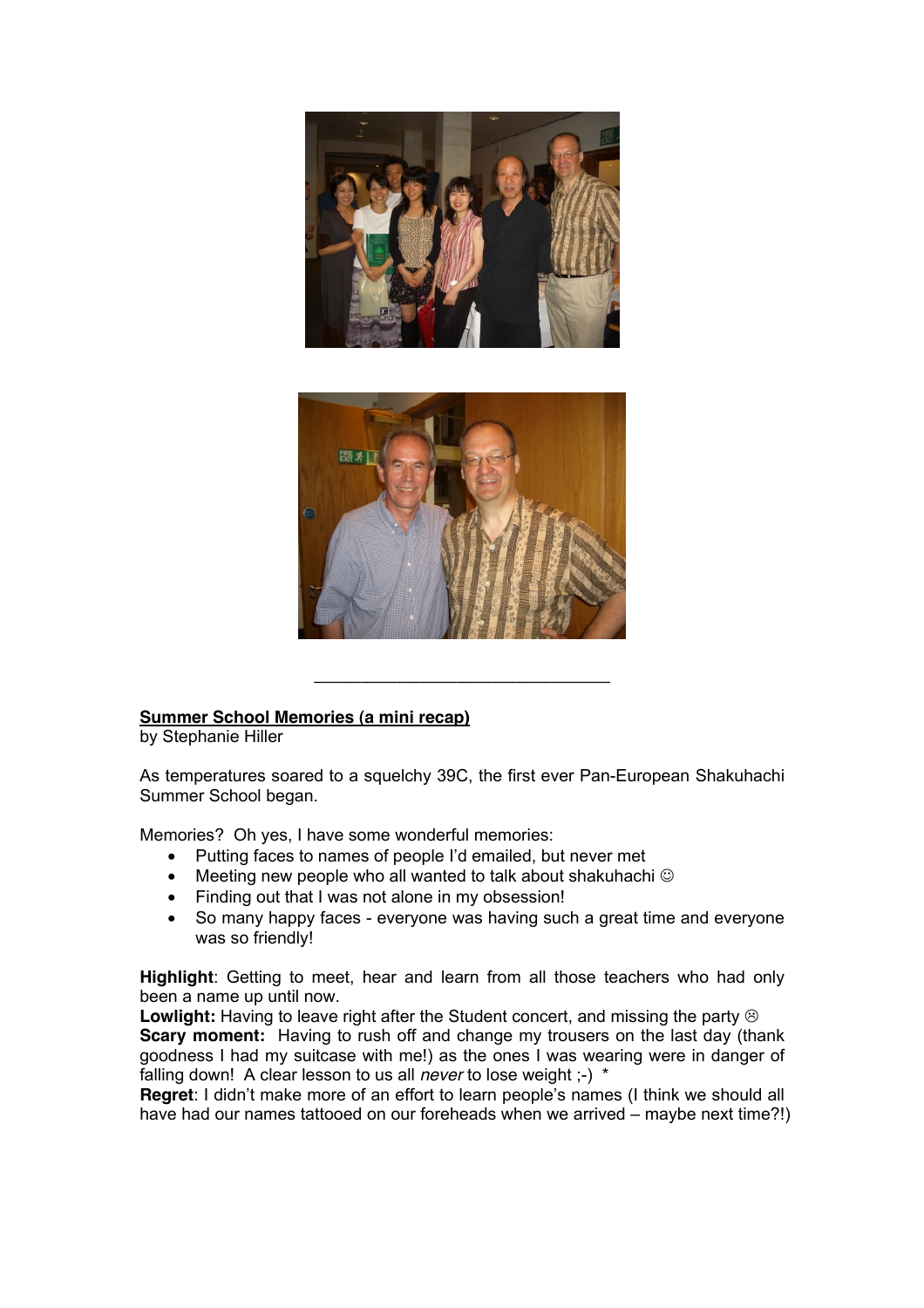---

**Summer School Memories (a mini recap)**
by Stephanie Hiller

As temperatures soared to a squelchy 39C, the first ever Pan-European Shakuhachi Summer School began.

Memories? Oh yes, I have some wonderful memories:

- Putting faces to names of people I'd emailed, but never met
- Meeting new people who all wanted to talk about shakuhachi ☺
- Finding out that I was not alone in my obsession!
- So many happy faces - everyone was having such a great time and everyone was so friendly!

**Highlight**: Getting to meet, hear and learn from all those teachers who had only been a name up until now.
**Lowlight:** Having to leave right after the Student concert, and missing the party ☹
**Scary moment:** Having to rush off and change my trousers on the last day (thank goodness I had my suitcase with me!) as the ones I was wearing were in danger of falling down! A clear lesson to us all *never* to lose weight ;-) *
**Regret**: I didn't make more of an effort to learn people's names (I think we should all have had our names tattooed on our foreheads when we arrived – maybe next time?!)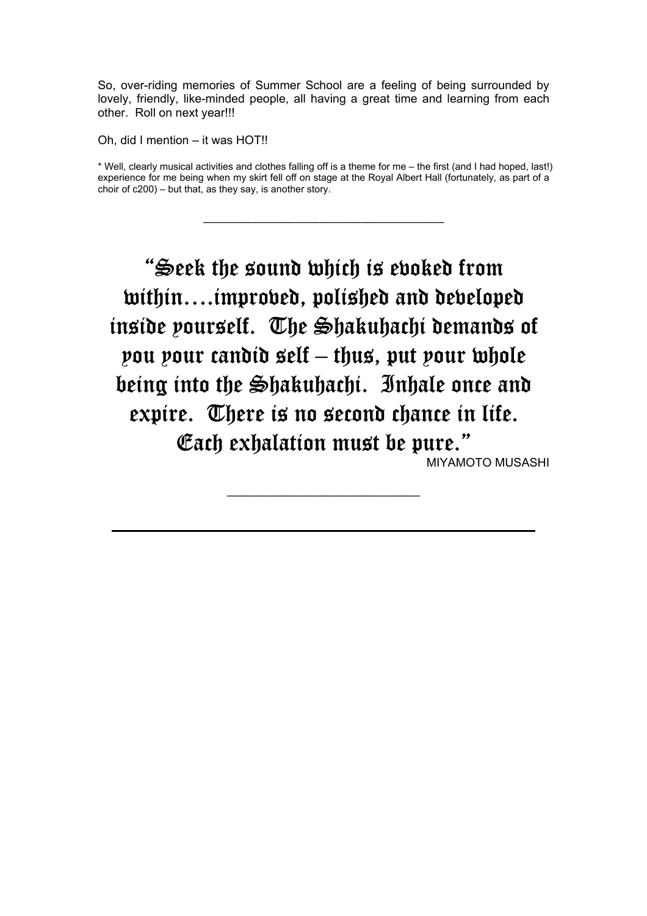So, over-riding memories of Summer School are a feeling of being surrounded by lovely, friendly, like-minded people, all having a great time and learning from each other. Roll on next year!!!

Oh, did I mention – it was HOT!!

* Well, clearly musical activities and clothes falling off is a theme for me – the first (and I had hoped, last!) experience for me being when my skirt fell off on stage at the Royal Albert Hall (fortunately, as part of a choir of c200) – but that, as they say, is another story.

---

"Seek the sound which is evoked from within….improved, polished and developed inside yourself. The Shakuhachi demands of you your candid self – thus, put your whole being into the Shakuhachi. Inhale once and expire. There is no second chance in life. Each exhalation must be pure."

MIYAMOTO MUSASHI

---